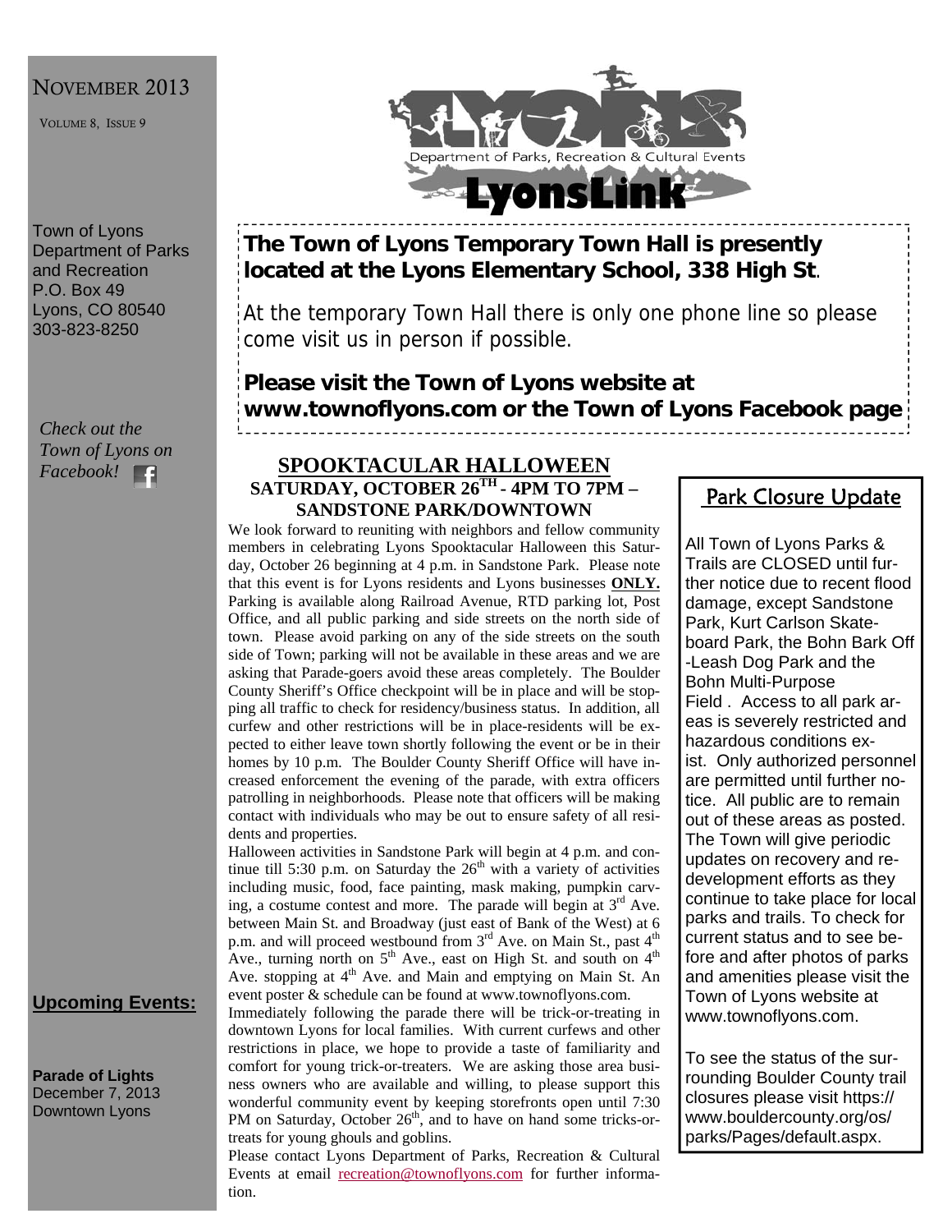NOVEMBER 2013

VOLUME 8, ISSUE 9

Town of Lyons
Department of Parks and Recreation
P.O. Box 49
Lyons, CO 80540
303-823-8250

*Check out the Town of Lyons on Facebook!*

Department of Parks, Recreation & Cultural Events

LyonsLink

**The Town of Lyons Temporary Town Hall is presently located at the Lyons Elementary School, 338 High St**.

At the temporary Town Hall there is only one phone line so please come visit us in person if possible.

**Please visit the Town of Lyons website at www.townoflyons.com or the Town of Lyons Facebook page**

## SPOOKTACULAR HALLOWEEN

### SATURDAY, OCTOBER 26TH - 4PM TO 7PM – SANDSTONE PARK/DOWNTOWN

We look forward to reuniting with neighbors and fellow community members in celebrating Lyons Spooktacular Halloween this Saturday, October 26 beginning at 4 p.m. in Sandstone Park. Please note that this event is for Lyons residents and Lyons businesses **ONLY.** Parking is available along Railroad Avenue, RTD parking lot, Post Office, and all public parking and side streets on the north side of town. Please avoid parking on any of the side streets on the south side of Town; parking will not be available in these areas and we are asking that Parade-goers avoid these areas completely. The Boulder County Sheriff's Office checkpoint will be in place and will be stopping all traffic to check for residency/business status. In addition, all curfew and other restrictions will be in place-residents will be expected to either leave town shortly following the event or be in their homes by 10 p.m. The Boulder County Sheriff Office will have increased enforcement the evening of the parade, with extra officers patrolling in neighborhoods. Please note that officers will be making contact with individuals who may be out to ensure safety of all residents and properties.

Halloween activities in Sandstone Park will begin at 4 p.m. and continue till 5:30 p.m. on Saturday the 26th with a variety of activities including music, food, face painting, mask making, pumpkin carving, a costume contest and more. The parade will begin at 3rd Ave. between Main St. and Broadway (just east of Bank of the West) at 6 p.m. and will proceed westbound from 3rd Ave. on Main St., past 4th Ave., turning north on 5th Ave., east on High St. and south on 4th Ave. stopping at 4th Ave. and Main and emptying on Main St. An event poster & schedule can be found at www.townoflyons.com.

Immediately following the parade there will be trick-or-treating in downtown Lyons for local families. With current curfews and other restrictions in place, we hope to provide a taste of familiarity and comfort for young trick-or-treaters. We are asking those area business owners who are available and willing, to please support this wonderful community event by keeping storefronts open until 7:30 PM on Saturday, October 26th, and to have on hand some tricks-or-treats for young ghouls and goblins.

Please contact Lyons Department of Parks, Recreation & Cultural Events at email recreation@townoflyons.com for further information.

## Park Closure Update

All Town of Lyons Parks & Trails are CLOSED until further notice due to recent flood damage, except Sandstone Park, Kurt Carlson Skateboard Park, the Bohn Bark Off-Leash Dog Park and the Bohn Multi-Purpose Field . Access to all park areas is severely restricted and hazardous conditions exist. Only authorized personnel are permitted until further notice. All public are to remain out of these areas as posted. The Town will give periodic updates on recovery and redevelopment efforts as they continue to take place for local parks and trails. To check for current status and to see before and after photos of parks and amenities please visit the Town of Lyons website at www.townoflyons.com.

To see the status of the surrounding Boulder County trail closures please visit https://www.bouldercounty.org/os/parks/Pages/default.aspx.

## Upcoming Events:

**Parade of Lights**
December 7, 2013
Downtown Lyons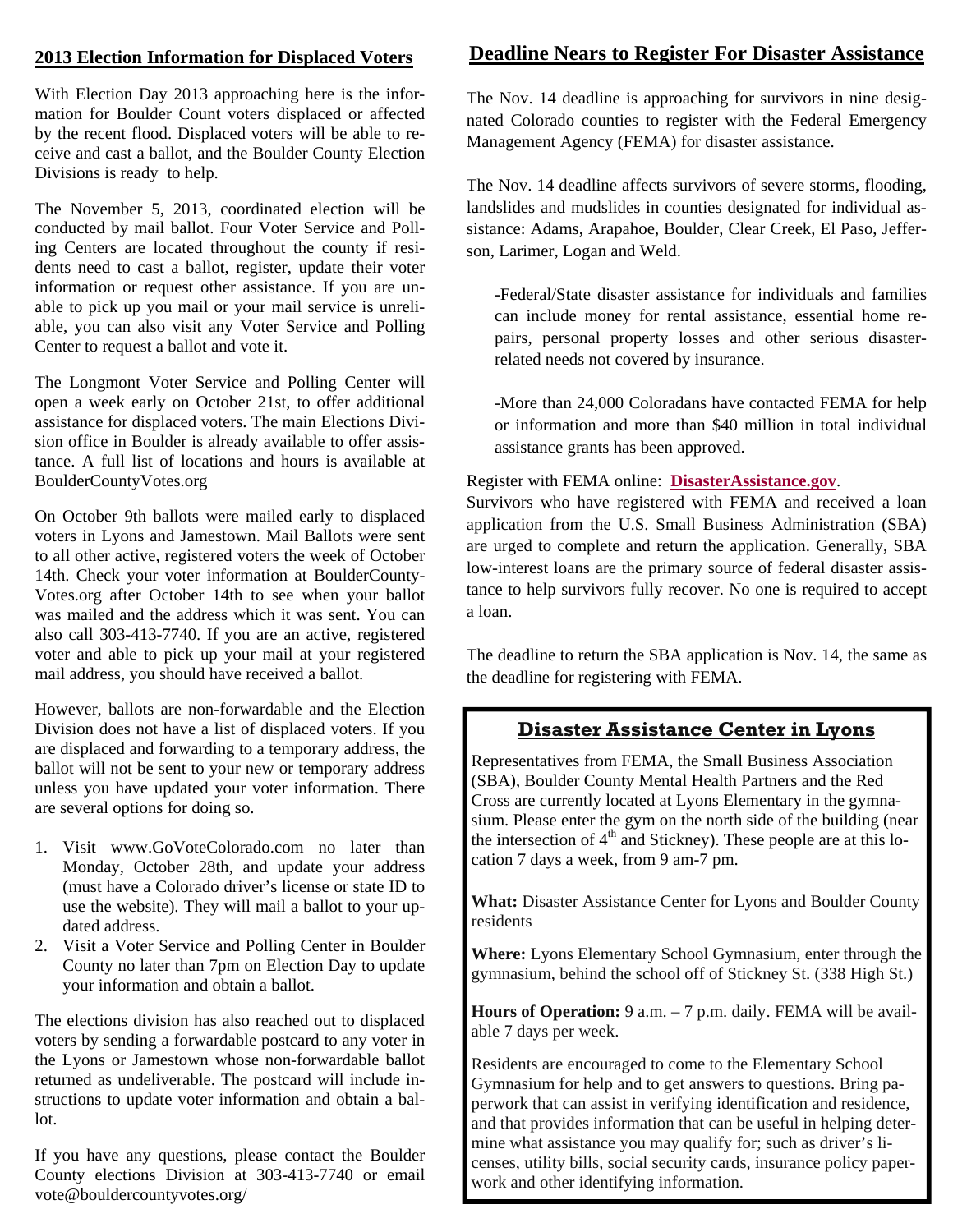## 2013 Election Information for Displaced Voters

With Election Day 2013 approaching here is the information for Boulder Count voters displaced or affected by the recent flood. Displaced voters will be able to receive and cast a ballot, and the Boulder County Election Divisions is ready to help.

The November 5, 2013, coordinated election will be conducted by mail ballot. Four Voter Service and Polling Centers are located throughout the county if residents need to cast a ballot, register, update their voter information or request other assistance. If you are unable to pick up you mail or your mail service is unreliable, you can also visit any Voter Service and Polling Center to request a ballot and vote it.

The Longmont Voter Service and Polling Center will open a week early on October 21st, to offer additional assistance for displaced voters. The main Elections Division office in Boulder is already available to offer assistance. A full list of locations and hours is available at BoulderCountyVotes.org

On October 9th ballots were mailed early to displaced voters in Lyons and Jamestown. Mail Ballots were sent to all other active, registered voters the week of October 14th. Check your voter information at BoulderCountyVotes.org after October 14th to see when your ballot was mailed and the address which it was sent. You can also call 303-413-7740. If you are an active, registered voter and able to pick up your mail at your registered mail address, you should have received a ballot.

However, ballots are non-forwardable and the Election Division does not have a list of displaced voters. If you are displaced and forwarding to a temporary address, the ballot will not be sent to your new or temporary address unless you have updated your voter information. There are several options for doing so.

1. Visit www.GoVoteColorado.com no later than Monday, October 28th, and update your address (must have a Colorado driver's license or state ID to use the website). They will mail a ballot to your updated address.
2. Visit a Voter Service and Polling Center in Boulder County no later than 7pm on Election Day to update your information and obtain a ballot.

The elections division has also reached out to displaced voters by sending a forwardable postcard to any voter in the Lyons or Jamestown whose non-forwardable ballot returned as undeliverable. The postcard will include instructions to update voter information and obtain a ballot.

If you have any questions, please contact the Boulder County elections Division at 303-413-7740 or email vote@bouldercountyvotes.org/

## Deadline Nears to Register For Disaster Assistance

The Nov. 14 deadline is approaching for survivors in nine designated Colorado counties to register with the Federal Emergency Management Agency (FEMA) for disaster assistance.

The Nov. 14 deadline affects survivors of severe storms, flooding, landslides and mudslides in counties designated for individual assistance: Adams, Arapahoe, Boulder, Clear Creek, El Paso, Jefferson, Larimer, Logan and Weld.

-Federal/State disaster assistance for individuals and families can include money for rental assistance, essential home repairs, personal property losses and other serious disaster-related needs not covered by insurance.

-More than 24,000 Coloradans have contacted FEMA for help or information and more than $40 million in total individual assistance grants has been approved.

Register with FEMA online: **DisasterAssistance.gov**.

Survivors who have registered with FEMA and received a loan application from the U.S. Small Business Administration (SBA) are urged to complete and return the application. Generally, SBA low-interest loans are the primary source of federal disaster assistance to help survivors fully recover. No one is required to accept a loan.

The deadline to return the SBA application is Nov. 14, the same as the deadline for registering with FEMA.

## Disaster Assistance Center in Lyons

Representatives from FEMA, the Small Business Association (SBA), Boulder County Mental Health Partners and the Red Cross are currently located at Lyons Elementary in the gymnasium. Please enter the gym on the north side of the building (near the intersection of 4th and Stickney). These people are at this location 7 days a week, from 9 am-7 pm.

**What:** Disaster Assistance Center for Lyons and Boulder County residents

**Where:** Lyons Elementary School Gymnasium, enter through the gymnasium, behind the school off of Stickney St. (338 High St.)

**Hours of Operation:** 9 a.m. – 7 p.m. daily. FEMA will be available 7 days per week.

Residents are encouraged to come to the Elementary School Gymnasium for help and to get answers to questions. Bring paperwork that can assist in verifying identification and residence, and that provides information that can be useful in helping determine what assistance you may qualify for; such as driver's licenses, utility bills, social security cards, insurance policy paperwork and other identifying information.